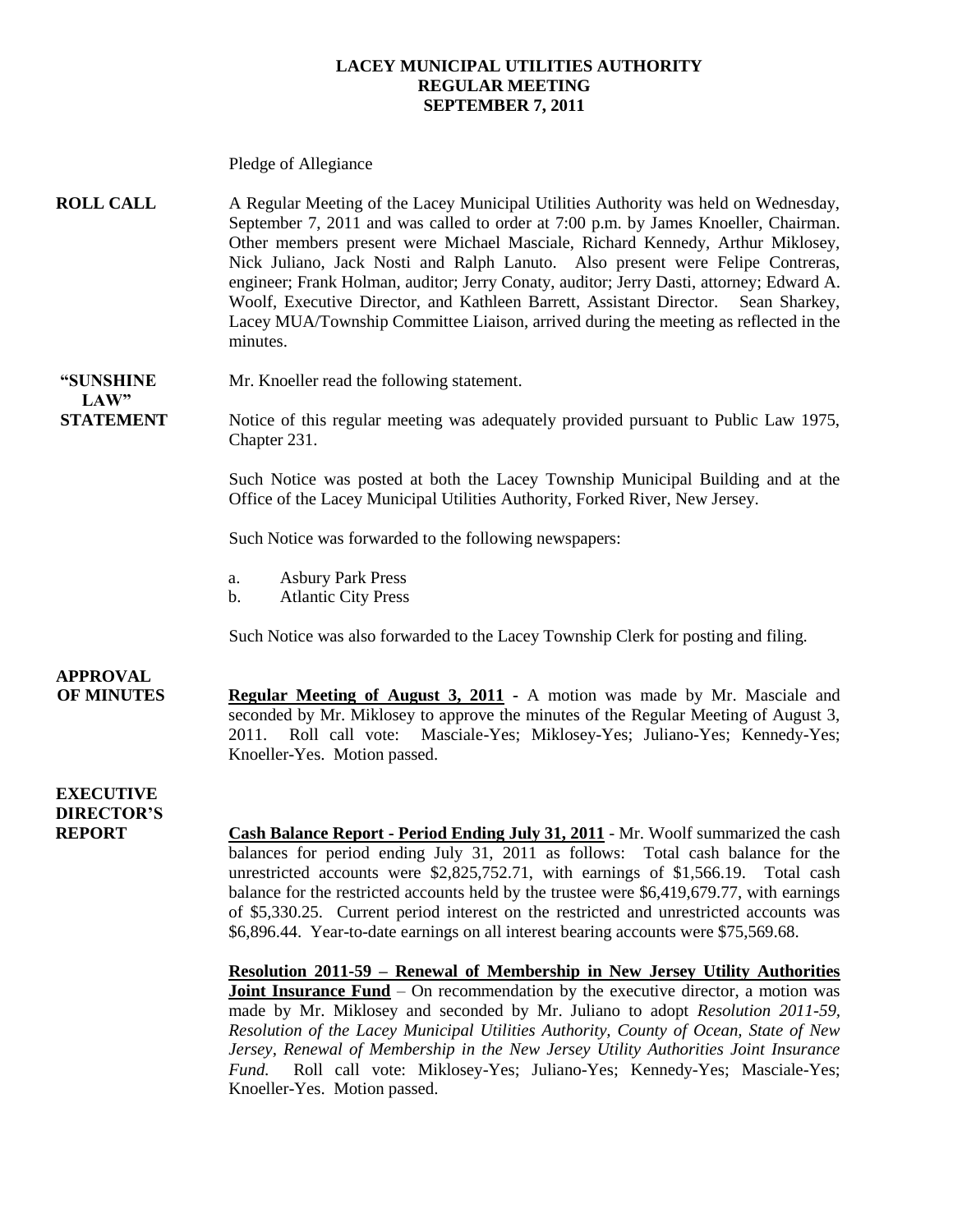**LACEY MUNICIPAL UTILITIES AUTHORITY**
**REGULAR MEETING**
**SEPTEMBER 7, 2011**

Pledge of Allegiance

**ROLL CALL** A Regular Meeting of the Lacey Municipal Utilities Authority was held on Wednesday, September 7, 2011 and was called to order at 7:00 p.m. by James Knoeller, Chairman. Other members present were Michael Masciale, Richard Kennedy, Arthur Miklosey, Nick Juliano, Jack Nosti and Ralph Lanuto. Also present were Felipe Contreras, engineer; Frank Holman, auditor; Jerry Conaty, auditor; Jerry Dasti, attorney; Edward A. Woolf, Executive Director, and Kathleen Barrett, Assistant Director. Sean Sharkey, Lacey MUA/Township Committee Liaison, arrived during the meeting as reflected in the minutes.

**"SUNSHINE LAW" STATEMENT** Mr. Knoeller read the following statement.

Notice of this regular meeting was adequately provided pursuant to Public Law 1975, Chapter 231.

Such Notice was posted at both the Lacey Township Municipal Building and at the Office of the Lacey Municipal Utilities Authority, Forked River, New Jersey.

Such Notice was forwarded to the following newspapers:

a. Asbury Park Press
b. Atlantic City Press

Such Notice was also forwarded to the Lacey Township Clerk for posting and filing.

**APPROVAL OF MINUTES** **Regular Meeting of August 3, 2011** - A motion was made by Mr. Masciale and seconded by Mr. Miklosey to approve the minutes of the Regular Meeting of August 3, 2011. Roll call vote: Masciale-Yes; Miklosey-Yes; Juliano-Yes; Kennedy-Yes; Knoeller-Yes. Motion passed.

**EXECUTIVE DIRECTOR'S REPORT** **Cash Balance Report - Period Ending July 31, 2011** - Mr. Woolf summarized the cash balances for period ending July 31, 2011 as follows: Total cash balance for the unrestricted accounts were $2,825,752.71, with earnings of $1,566.19. Total cash balance for the restricted accounts held by the trustee were $6,419,679.77, with earnings of $5,330.25. Current period interest on the restricted and unrestricted accounts was $6,896.44. Year-to-date earnings on all interest bearing accounts were $75,569.68.

**Resolution 2011-59 – Renewal of Membership in New Jersey Utility Authorities Joint Insurance Fund** – On recommendation by the executive director, a motion was made by Mr. Miklosey and seconded by Mr. Juliano to adopt *Resolution 2011-59, Resolution of the Lacey Municipal Utilities Authority, County of Ocean, State of New Jersey, Renewal of Membership in the New Jersey Utility Authorities Joint Insurance Fund.* Roll call vote: Miklosey-Yes; Juliano-Yes; Kennedy-Yes; Masciale-Yes; Knoeller-Yes. Motion passed.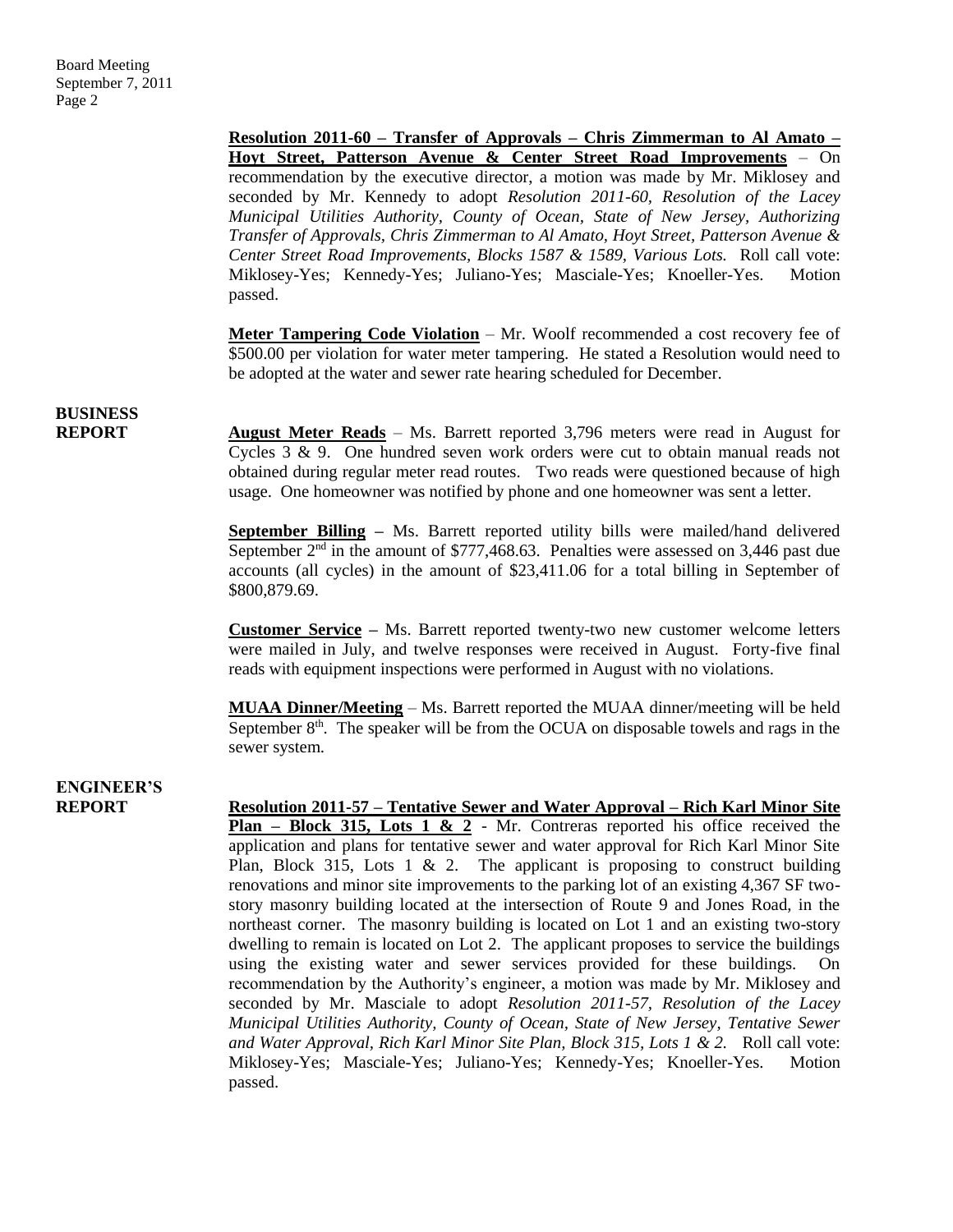**Resolution 2011-60 – Transfer of Approvals – Chris Zimmerman to Al Amato – Hoyt Street, Patterson Avenue & Center Street Road Improvements** – On recommendation by the executive director, a motion was made by Mr. Miklosey and seconded by Mr. Kennedy to adopt *Resolution 2011-60, Resolution of the Lacey Municipal Utilities Authority, County of Ocean, State of New Jersey, Authorizing Transfer of Approvals, Chris Zimmerman to Al Amato, Hoyt Street, Patterson Avenue & Center Street Road Improvements, Blocks 1587 & 1589, Various Lots.* Roll call vote: Miklosey-Yes; Kennedy-Yes; Juliano-Yes; Masciale-Yes; Knoeller-Yes. Motion passed.

**Meter Tampering Code Violation** – Mr. Woolf recommended a cost recovery fee of $500.00 per violation for water meter tampering. He stated a Resolution would need to be adopted at the water and sewer rate hearing scheduled for December.

## BUSINESS REPORT

**August Meter Reads** – Ms. Barrett reported 3,796 meters were read in August for Cycles 3 & 9. One hundred seven work orders were cut to obtain manual reads not obtained during regular meter read routes. Two reads were questioned because of high usage. One homeowner was notified by phone and one homeowner was sent a letter.

**September Billing –** Ms. Barrett reported utility bills were mailed/hand delivered September 2nd in the amount of $777,468.63. Penalties were assessed on 3,446 past due accounts (all cycles) in the amount of $23,411.06 for a total billing in September of $800,879.69.

**Customer Service –** Ms. Barrett reported twenty-two new customer welcome letters were mailed in July, and twelve responses were received in August. Forty-five final reads with equipment inspections were performed in August with no violations.

**MUAA Dinner/Meeting** – Ms. Barrett reported the MUAA dinner/meeting will be held September 8th. The speaker will be from the OCUA on disposable towels and rags in the sewer system.

## ENGINEER'S REPORT

**Resolution 2011-57 – Tentative Sewer and Water Approval – Rich Karl Minor Site Plan – Block 315, Lots 1 & 2** - Mr. Contreras reported his office received the application and plans for tentative sewer and water approval for Rich Karl Minor Site Plan, Block 315, Lots 1 & 2. The applicant is proposing to construct building renovations and minor site improvements to the parking lot of an existing 4,367 SF two-story masonry building located at the intersection of Route 9 and Jones Road, in the northeast corner. The masonry building is located on Lot 1 and an existing two-story dwelling to remain is located on Lot 2. The applicant proposes to service the buildings using the existing water and sewer services provided for these buildings. On recommendation by the Authority's engineer, a motion was made by Mr. Miklosey and seconded by Mr. Masciale to adopt *Resolution 2011-57, Resolution of the Lacey Municipal Utilities Authority, County of Ocean, State of New Jersey, Tentative Sewer and Water Approval, Rich Karl Minor Site Plan, Block 315, Lots 1 & 2.* Roll call vote: Miklosey-Yes; Masciale-Yes; Juliano-Yes; Kennedy-Yes; Knoeller-Yes. Motion passed.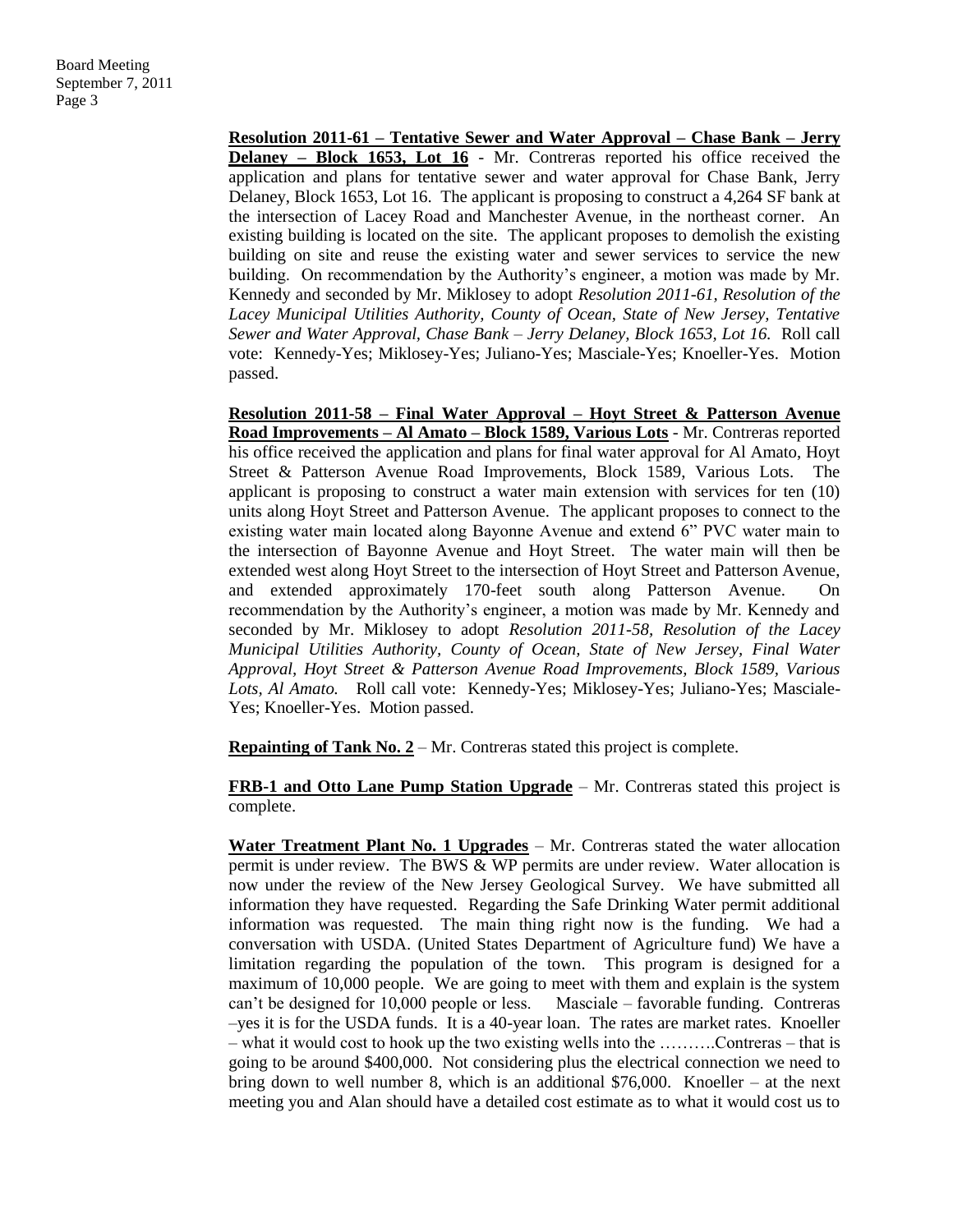**Resolution 2011-61 – Tentative Sewer and Water Approval – Chase Bank – Jerry Delaney – Block 1653, Lot 16** - Mr. Contreras reported his office received the application and plans for tentative sewer and water approval for Chase Bank, Jerry Delaney, Block 1653, Lot 16. The applicant is proposing to construct a 4,264 SF bank at the intersection of Lacey Road and Manchester Avenue, in the northeast corner. An existing building is located on the site. The applicant proposes to demolish the existing building on site and reuse the existing water and sewer services to service the new building. On recommendation by the Authority's engineer, a motion was made by Mr. Kennedy and seconded by Mr. Miklosey to adopt *Resolution 2011-61, Resolution of the Lacey Municipal Utilities Authority, County of Ocean, State of New Jersey, Tentative Sewer and Water Approval, Chase Bank – Jerry Delaney, Block 1653, Lot 16.* Roll call vote: Kennedy-Yes; Miklosey-Yes; Juliano-Yes; Masciale-Yes; Knoeller-Yes. Motion passed.

**Resolution 2011-58 – Final Water Approval – Hoyt Street & Patterson Avenue Road Improvements – Al Amato – Block 1589, Various Lots** - Mr. Contreras reported his office received the application and plans for final water approval for Al Amato, Hoyt Street & Patterson Avenue Road Improvements, Block 1589, Various Lots. The applicant is proposing to construct a water main extension with services for ten (10) units along Hoyt Street and Patterson Avenue. The applicant proposes to connect to the existing water main located along Bayonne Avenue and extend 6" PVC water main to the intersection of Bayonne Avenue and Hoyt Street. The water main will then be extended west along Hoyt Street to the intersection of Hoyt Street and Patterson Avenue, and extended approximately 170-feet south along Patterson Avenue. On recommendation by the Authority's engineer, a motion was made by Mr. Kennedy and seconded by Mr. Miklosey to adopt *Resolution 2011-58, Resolution of the Lacey Municipal Utilities Authority, County of Ocean, State of New Jersey, Final Water Approval, Hoyt Street & Patterson Avenue Road Improvements, Block 1589, Various Lots, Al Amato.* Roll call vote: Kennedy-Yes; Miklosey-Yes; Juliano-Yes; Masciale-Yes; Knoeller-Yes. Motion passed.

**Repainting of Tank No. 2** – Mr. Contreras stated this project is complete.

**FRB-1 and Otto Lane Pump Station Upgrade** – Mr. Contreras stated this project is complete.

**Water Treatment Plant No. 1 Upgrades** – Mr. Contreras stated the water allocation permit is under review. The BWS & WP permits are under review. Water allocation is now under the review of the New Jersey Geological Survey. We have submitted all information they have requested. Regarding the Safe Drinking Water permit additional information was requested. The main thing right now is the funding. We had a conversation with USDA. (United States Department of Agriculture fund) We have a limitation regarding the population of the town. This program is designed for a maximum of 10,000 people. We are going to meet with them and explain is the system can't be designed for 10,000 people or less. Masciale – favorable funding. Contreras –yes it is for the USDA funds. It is a 40-year loan. The rates are market rates. Knoeller – what it would cost to hook up the two existing wells into the ……….Contreras – that is going to be around $400,000. Not considering plus the electrical connection we need to bring down to well number 8, which is an additional $76,000. Knoeller – at the next meeting you and Alan should have a detailed cost estimate as to what it would cost us to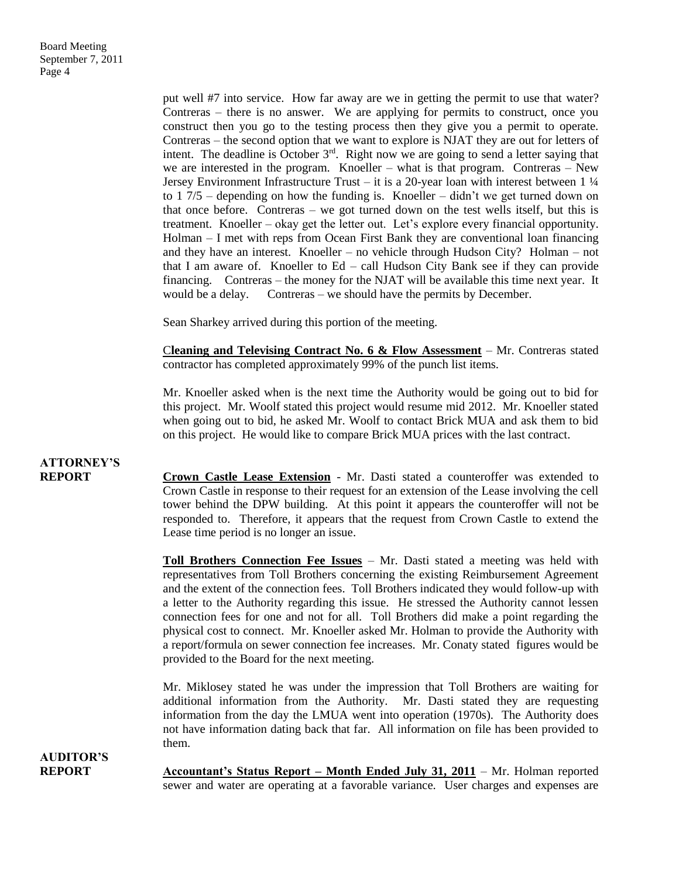put well #7 into service. How far away are we in getting the permit to use that water? Contreras – there is no answer. We are applying for permits to construct, once you construct then you go to the testing process then they give you a permit to operate. Contreras – the second option that we want to explore is NJAT they are out for letters of intent. The deadline is October 3rd. Right now we are going to send a letter saying that we are interested in the program. Knoeller – what is that program. Contreras – New Jersey Environment Infrastructure Trust – it is a 20-year loan with interest between 1 ¼ to 1 7/5 – depending on how the funding is. Knoeller – didn't we get turned down on that once before. Contreras – we got turned down on the test wells itself, but this is treatment. Knoeller – okay get the letter out. Let's explore every financial opportunity. Holman – I met with reps from Ocean First Bank they are conventional loan financing and they have an interest. Knoeller – no vehicle through Hudson City? Holman – not that I am aware of. Knoeller to Ed – call Hudson City Bank see if they can provide financing. Contreras – the money for the NJAT will be available this time next year. It would be a delay. Contreras – we should have the permits by December.

Sean Sharkey arrived during this portion of the meeting.

**Cleaning and Televising Contract No. 6 & Flow Assessment** – Mr. Contreras stated contractor has completed approximately 99% of the punch list items.

Mr. Knoeller asked when is the next time the Authority would be going out to bid for this project. Mr. Woolf stated this project would resume mid 2012. Mr. Knoeller stated when going out to bid, he asked Mr. Woolf to contact Brick MUA and ask them to bid on this project. He would like to compare Brick MUA prices with the last contract.

**ATTORNEY'S REPORT**

**Crown Castle Lease Extension** - Mr. Dasti stated a counteroffer was extended to Crown Castle in response to their request for an extension of the Lease involving the cell tower behind the DPW building. At this point it appears the counteroffer will not be responded to. Therefore, it appears that the request from Crown Castle to extend the Lease time period is no longer an issue.

**Toll Brothers Connection Fee Issues** – Mr. Dasti stated a meeting was held with representatives from Toll Brothers concerning the existing Reimbursement Agreement and the extent of the connection fees. Toll Brothers indicated they would follow-up with a letter to the Authority regarding this issue. He stressed the Authority cannot lessen connection fees for one and not for all. Toll Brothers did make a point regarding the physical cost to connect. Mr. Knoeller asked Mr. Holman to provide the Authority with a report/formula on sewer connection fee increases. Mr. Conaty stated figures would be provided to the Board for the next meeting.

Mr. Miklosey stated he was under the impression that Toll Brothers are waiting for additional information from the Authority. Mr. Dasti stated they are requesting information from the day the LMUA went into operation (1970s). The Authority does not have information dating back that far. All information on file has been provided to them.

**AUDITOR'S REPORT**

**Accountant's Status Report – Month Ended July 31, 2011** – Mr. Holman reported sewer and water are operating at a favorable variance. User charges and expenses are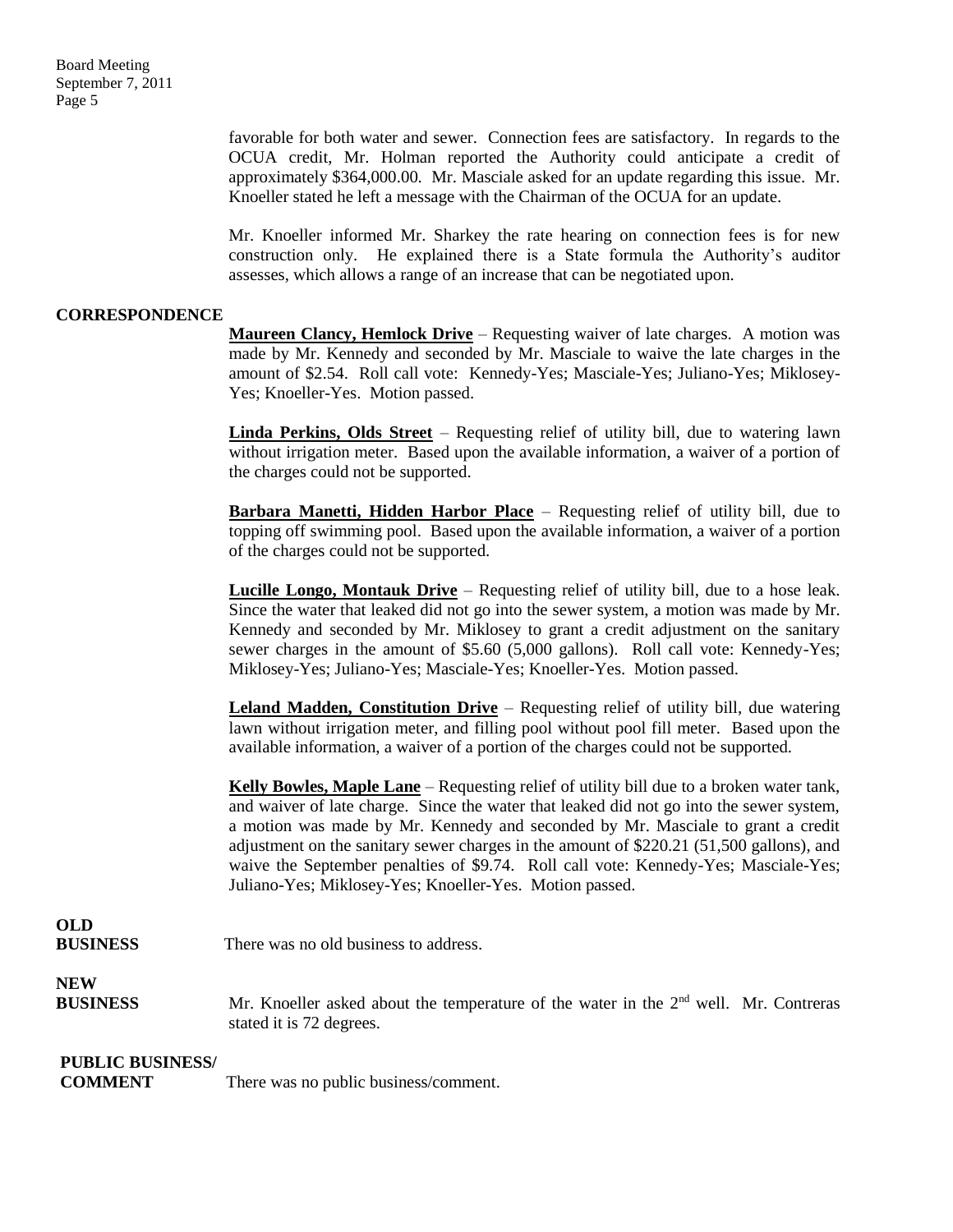favorable for both water and sewer. Connection fees are satisfactory. In regards to the OCUA credit, Mr. Holman reported the Authority could anticipate a credit of approximately $364,000.00. Mr. Masciale asked for an update regarding this issue. Mr. Knoeller stated he left a message with the Chairman of the OCUA for an update.

Mr. Knoeller informed Mr. Sharkey the rate hearing on connection fees is for new construction only. He explained there is a State formula the Authority's auditor assesses, which allows a range of an increase that can be negotiated upon.

**CORRESPONDENCE**

**Maureen Clancy, Hemlock Drive** – Requesting waiver of late charges. A motion was made by Mr. Kennedy and seconded by Mr. Masciale to waive the late charges in the amount of $2.54. Roll call vote: Kennedy-Yes; Masciale-Yes; Juliano-Yes; Miklosey-Yes; Knoeller-Yes. Motion passed.

**Linda Perkins, Olds Street** – Requesting relief of utility bill, due to watering lawn without irrigation meter. Based upon the available information, a waiver of a portion of the charges could not be supported.

**Barbara Manetti, Hidden Harbor Place** – Requesting relief of utility bill, due to topping off swimming pool. Based upon the available information, a waiver of a portion of the charges could not be supported.

**Lucille Longo, Montauk Drive** – Requesting relief of utility bill, due to a hose leak. Since the water that leaked did not go into the sewer system, a motion was made by Mr. Kennedy and seconded by Mr. Miklosey to grant a credit adjustment on the sanitary sewer charges in the amount of $5.60 (5,000 gallons). Roll call vote: Kennedy-Yes; Miklosey-Yes; Juliano-Yes; Masciale-Yes; Knoeller-Yes. Motion passed.

**Leland Madden, Constitution Drive** – Requesting relief of utility bill, due watering lawn without irrigation meter, and filling pool without pool fill meter. Based upon the available information, a waiver of a portion of the charges could not be supported.

**Kelly Bowles, Maple Lane** – Requesting relief of utility bill due to a broken water tank, and waiver of late charge. Since the water that leaked did not go into the sewer system, a motion was made by Mr. Kennedy and seconded by Mr. Masciale to grant a credit adjustment on the sanitary sewer charges in the amount of $220.21 (51,500 gallons), and waive the September penalties of $9.74. Roll call vote: Kennedy-Yes; Masciale-Yes; Juliano-Yes; Miklosey-Yes; Knoeller-Yes. Motion passed.

**OLD BUSINESS**

There was no old business to address.

**NEW BUSINESS**

Mr. Knoeller asked about the temperature of the water in the 2nd well. Mr. Contreras stated it is 72 degrees.

**PUBLIC BUSINESS/ COMMENT**

There was no public business/comment.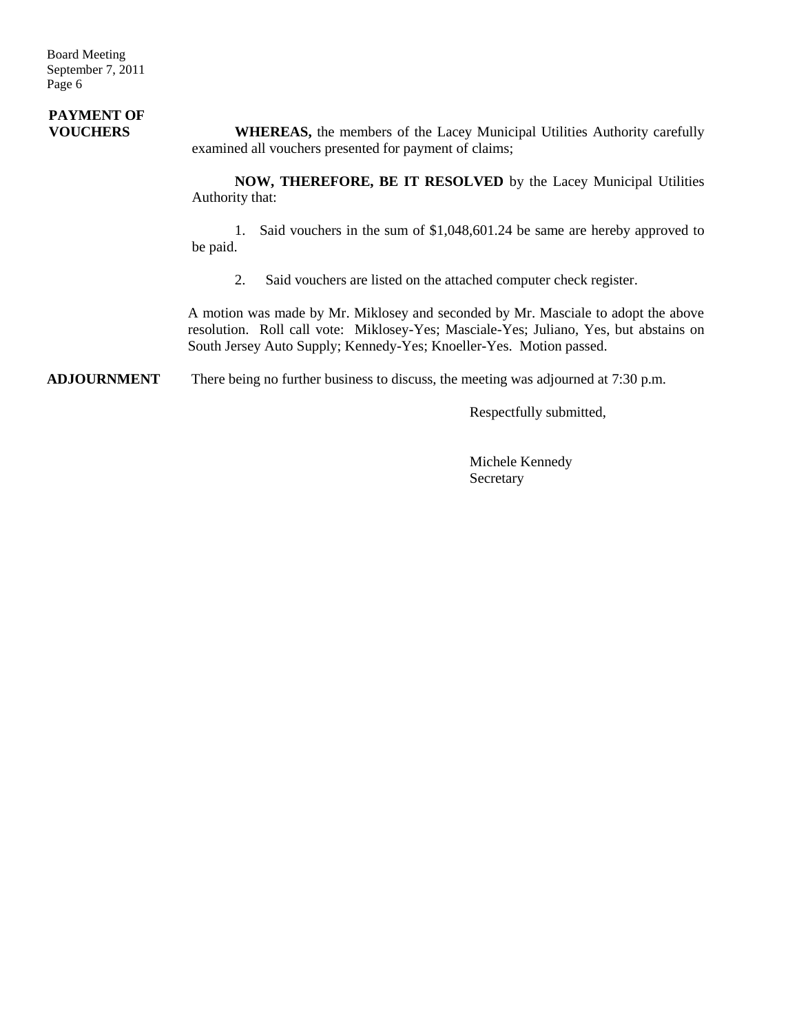**PAYMENT OF VOUCHERS**

**WHEREAS,** the members of the Lacey Municipal Utilities Authority carefully examined all vouchers presented for payment of claims;

**NOW, THEREFORE, BE IT RESOLVED** by the Lacey Municipal Utilities Authority that:

1. Said vouchers in the sum of $1,048,601.24 be same are hereby approved to be paid.

2. Said vouchers are listed on the attached computer check register.

A motion was made by Mr. Miklosey and seconded by Mr. Masciale to adopt the above resolution. Roll call vote: Miklosey-Yes; Masciale-Yes; Juliano, Yes, but abstains on South Jersey Auto Supply; Kennedy-Yes; Knoeller-Yes. Motion passed.

**ADJOURNMENT** There being no further business to discuss, the meeting was adjourned at 7:30 p.m.

Respectfully submitted,

Michele Kennedy
Secretary